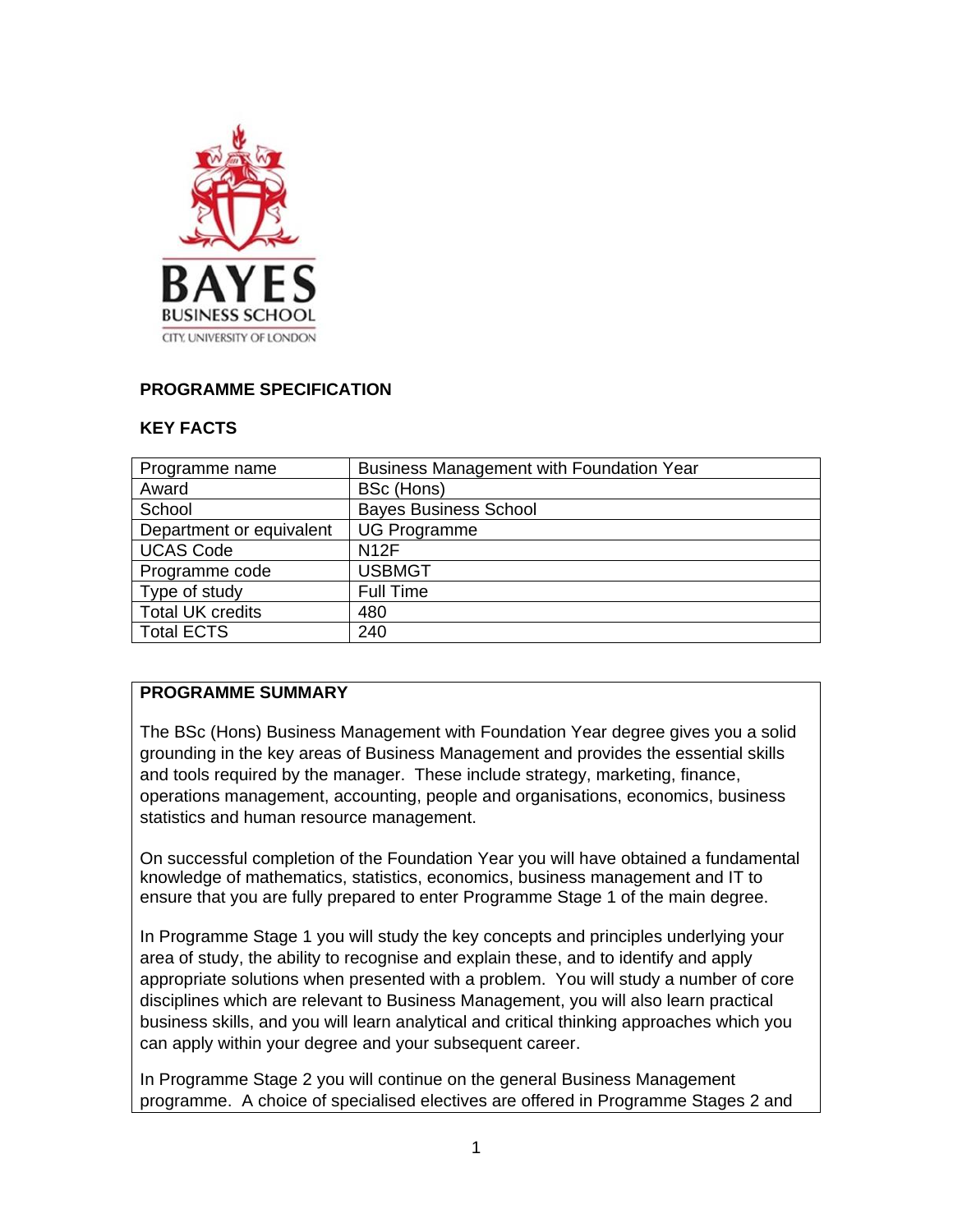**PROGRAMME SPECIFICATION**

**KEY FACTS**

| Programme name | Business Management with Foundation Year |
|---|---|
| Award | BSc (Hons) |
| School | Bayes Business School |
| Department or equivalent | UG Programme |
| UCAS Code | N12F |
| Programme code | USBMGT |
| Type of study | Full Time |
| Total UK credits | 480 |
| Total ECTS | 240 |

**PROGRAMME SUMMARY**

The BSc (Hons) Business Management with Foundation Year degree gives you a solid grounding in the key areas of Business Management and provides the essential skills and tools required by the manager. These include strategy, marketing, finance, operations management, accounting, people and organisations, economics, business statistics and human resource management.

On successful completion of the Foundation Year you will have obtained a fundamental knowledge of mathematics, statistics, economics, business management and IT to ensure that you are fully prepared to enter Programme Stage 1 of the main degree.

In Programme Stage 1 you will study the key concepts and principles underlying your area of study, the ability to recognise and explain these, and to identify and apply appropriate solutions when presented with a problem. You will study a number of core disciplines which are relevant to Business Management, you will also learn practical business skills, and you will learn analytical and critical thinking approaches which you can apply within your degree and your subsequent career.

In Programme Stage 2 you will continue on the general Business Management programme. A choice of specialised electives are offered in Programme Stages 2 and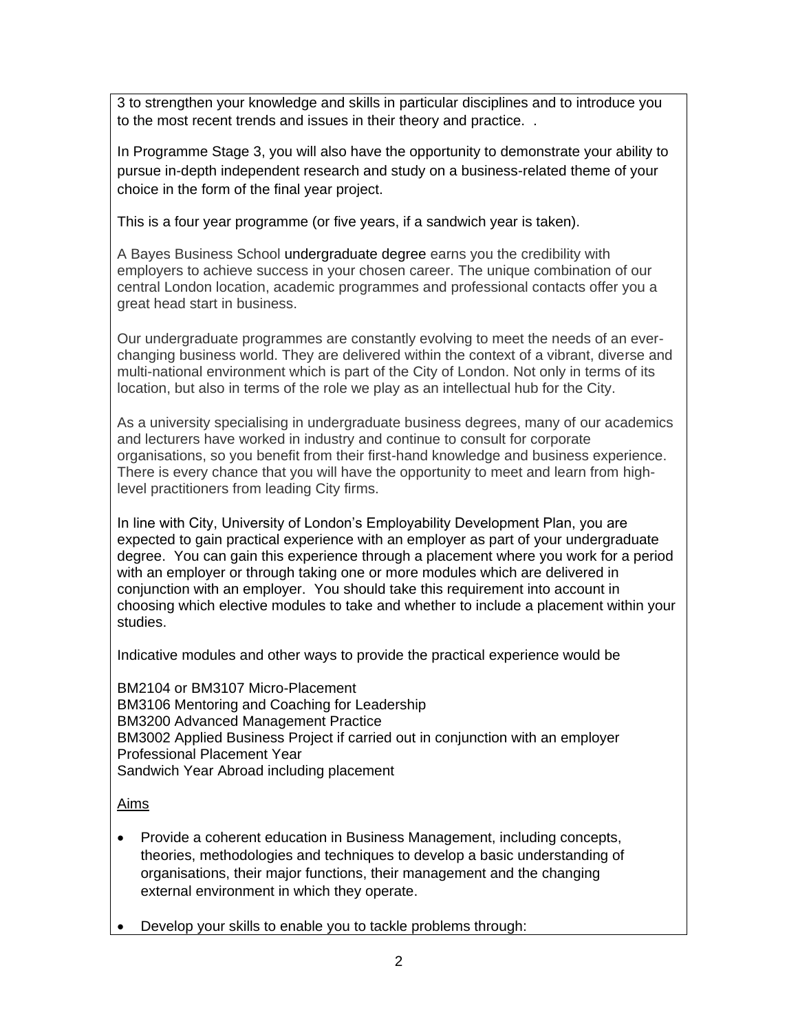3 to strengthen your knowledge and skills in particular disciplines and to introduce you to the most recent trends and issues in their theory and practice. .

In Programme Stage 3, you will also have the opportunity to demonstrate your ability to pursue in-depth independent research and study on a business-related theme of your choice in the form of the final year project.

This is a four year programme (or five years, if a sandwich year is taken).

A Bayes Business School undergraduate degree earns you the credibility with employers to achieve success in your chosen career. The unique combination of our central London location, academic programmes and professional contacts offer you a great head start in business.

Our undergraduate programmes are constantly evolving to meet the needs of an ever-changing business world. They are delivered within the context of a vibrant, diverse and multi-national environment which is part of the City of London. Not only in terms of its location, but also in terms of the role we play as an intellectual hub for the City.

As a university specialising in undergraduate business degrees, many of our academics and lecturers have worked in industry and continue to consult for corporate organisations, so you benefit from their first-hand knowledge and business experience. There is every chance that you will have the opportunity to meet and learn from high-level practitioners from leading City firms.

In line with City, University of London's Employability Development Plan, you are expected to gain practical experience with an employer as part of your undergraduate degree. You can gain this experience through a placement where you work for a period with an employer or through taking one or more modules which are delivered in conjunction with an employer. You should take this requirement into account in choosing which elective modules to take and whether to include a placement within your studies.

Indicative modules and other ways to provide the practical experience would be

BM2104 or BM3107 Micro-Placement
BM3106 Mentoring and Coaching for Leadership
BM3200 Advanced Management Practice
BM3002 Applied Business Project if carried out in conjunction with an employer
Professional Placement Year
Sandwich Year Abroad including placement

## Aims

- Provide a coherent education in Business Management, including concepts, theories, methodologies and techniques to develop a basic understanding of organisations, their major functions, their management and the changing external environment in which they operate.
- Develop your skills to enable you to tackle problems through: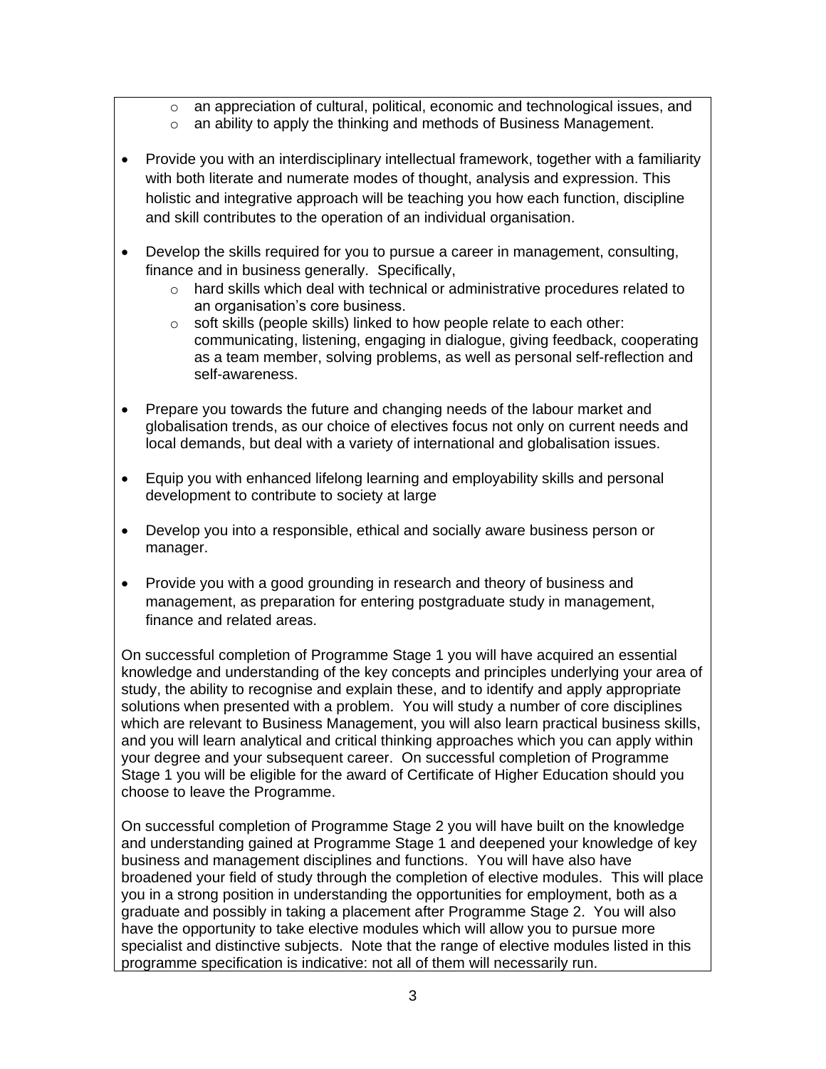- an appreciation of cultural, political, economic and technological issues, and
  - an ability to apply the thinking and methods of Business Management.

- Provide you with an interdisciplinary intellectual framework, together with a familiarity with both literate and numerate modes of thought, analysis and expression. This holistic and integrative approach will be teaching you how each function, discipline and skill contributes to the operation of an individual organisation.

- Develop the skills required for you to pursue a career in management, consulting, finance and in business generally. Specifically,
  - hard skills which deal with technical or administrative procedures related to an organisation's core business.
  - soft skills (people skills) linked to how people relate to each other: communicating, listening, engaging in dialogue, giving feedback, cooperating as a team member, solving problems, as well as personal self-reflection and self-awareness.

- Prepare you towards the future and changing needs of the labour market and globalisation trends, as our choice of electives focus not only on current needs and local demands, but deal with a variety of international and globalisation issues.

- Equip you with enhanced lifelong learning and employability skills and personal development to contribute to society at large

- Develop you into a responsible, ethical and socially aware business person or manager.

- Provide you with a good grounding in research and theory of business and management, as preparation for entering postgraduate study in management, finance and related areas.

On successful completion of Programme Stage 1 you will have acquired an essential knowledge and understanding of the key concepts and principles underlying your area of study, the ability to recognise and explain these, and to identify and apply appropriate solutions when presented with a problem. You will study a number of core disciplines which are relevant to Business Management, you will also learn practical business skills, and you will learn analytical and critical thinking approaches which you can apply within your degree and your subsequent career. On successful completion of Programme Stage 1 you will be eligible for the award of Certificate of Higher Education should you choose to leave the Programme.

On successful completion of Programme Stage 2 you will have built on the knowledge and understanding gained at Programme Stage 1 and deepened your knowledge of key business and management disciplines and functions. You will have also have broadened your field of study through the completion of elective modules. This will place you in a strong position in understanding the opportunities for employment, both as a graduate and possibly in taking a placement after Programme Stage 2. You will also have the opportunity to take elective modules which will allow you to pursue more specialist and distinctive subjects. Note that the range of elective modules listed in this programme specification is indicative: not all of them will necessarily run.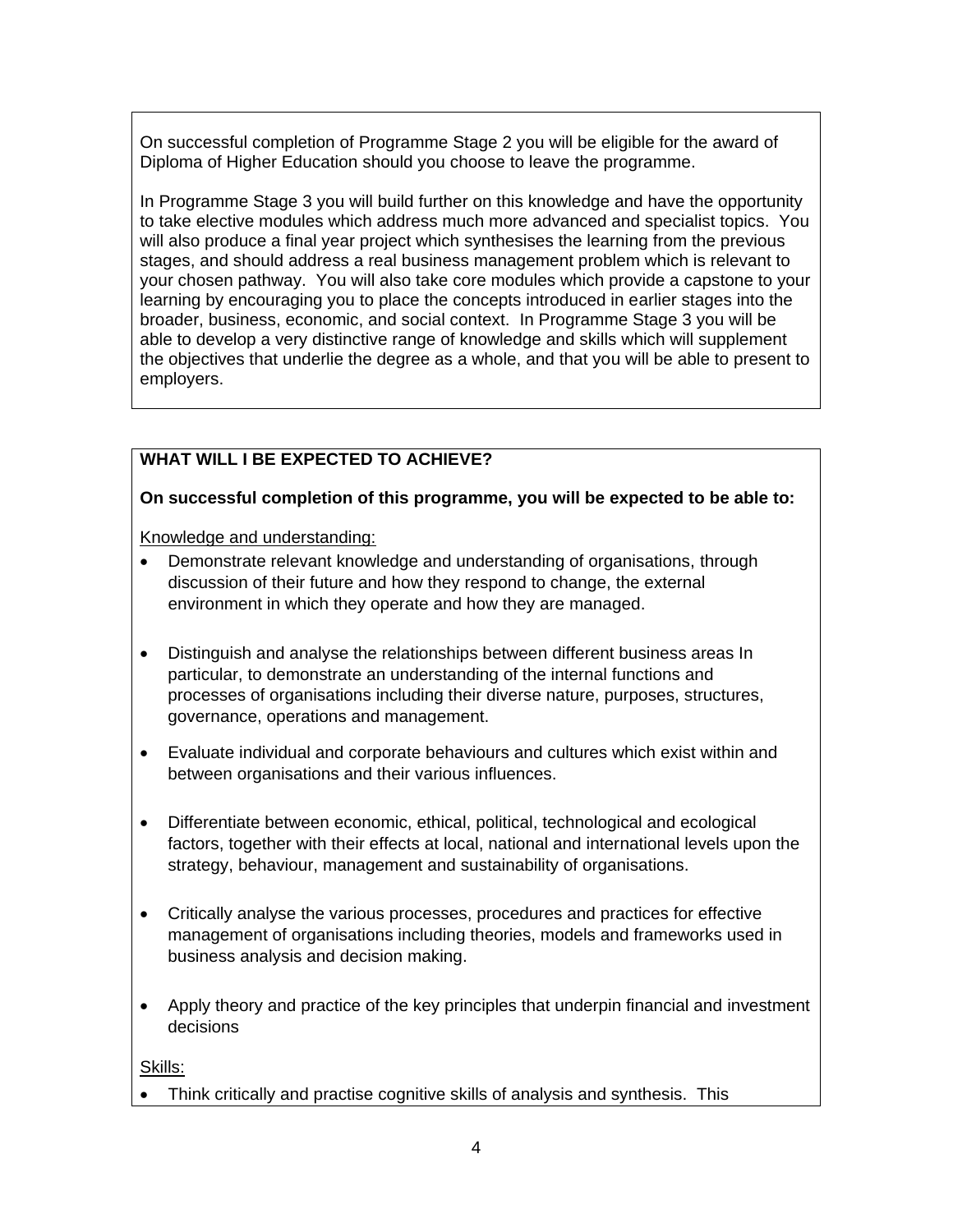On successful completion of Programme Stage 2 you will be eligible for the award of Diploma of Higher Education should you choose to leave the programme.

In Programme Stage 3 you will build further on this knowledge and have the opportunity to take elective modules which address much more advanced and specialist topics. You will also produce a final year project which synthesises the learning from the previous stages, and should address a real business management problem which is relevant to your chosen pathway. You will also take core modules which provide a capstone to your learning by encouraging you to place the concepts introduced in earlier stages into the broader, business, economic, and social context. In Programme Stage 3 you will be able to develop a very distinctive range of knowledge and skills which will supplement the objectives that underlie the degree as a whole, and that you will be able to present to employers.

**WHAT WILL I BE EXPECTED TO ACHIEVE?**

**On successful completion of this programme, you will be expected to be able to:**

Knowledge and understanding:

- Demonstrate relevant knowledge and understanding of organisations, through discussion of their future and how they respond to change, the external environment in which they operate and how they are managed.
- Distinguish and analyse the relationships between different business areas In particular, to demonstrate an understanding of the internal functions and processes of organisations including their diverse nature, purposes, structures, governance, operations and management.
- Evaluate individual and corporate behaviours and cultures which exist within and between organisations and their various influences.
- Differentiate between economic, ethical, political, technological and ecological factors, together with their effects at local, national and international levels upon the strategy, behaviour, management and sustainability of organisations.
- Critically analyse the various processes, procedures and practices for effective management of organisations including theories, models and frameworks used in business analysis and decision making.
- Apply theory and practice of the key principles that underpin financial and investment decisions

Skills:

- Think critically and practise cognitive skills of analysis and synthesis. This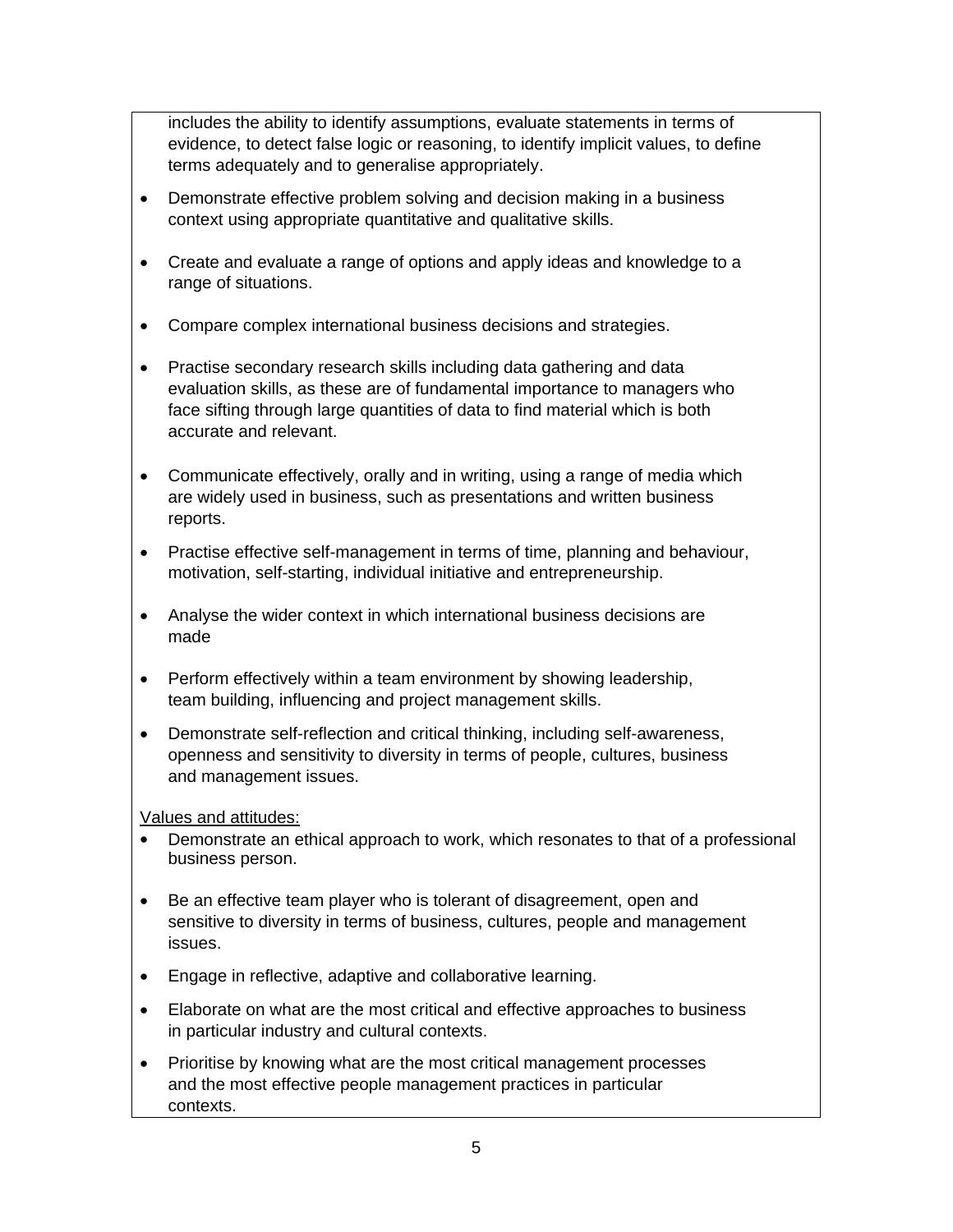includes the ability to identify assumptions, evaluate statements in terms of evidence, to detect false logic or reasoning, to identify implicit values, to define terms adequately and to generalise appropriately.

- Demonstrate effective problem solving and decision making in a business context using appropriate quantitative and qualitative skills.
- Create and evaluate a range of options and apply ideas and knowledge to a range of situations.
- Compare complex international business decisions and strategies.
- Practise secondary research skills including data gathering and data evaluation skills, as these are of fundamental importance to managers who face sifting through large quantities of data to find material which is both accurate and relevant.
- Communicate effectively, orally and in writing, using a range of media which are widely used in business, such as presentations and written business reports.
- Practise effective self-management in terms of time, planning and behaviour, motivation, self-starting, individual initiative and entrepreneurship.
- Analyse the wider context in which international business decisions are made
- Perform effectively within a team environment by showing leadership, team building, influencing and project management skills.
- Demonstrate self-reflection and critical thinking, including self-awareness, openness and sensitivity to diversity in terms of people, cultures, business and management issues.

<u>Values and attitudes:</u>

- Demonstrate an ethical approach to work, which resonates to that of a professional business person.
- Be an effective team player who is tolerant of disagreement, open and sensitive to diversity in terms of business, cultures, people and management issues.
- Engage in reflective, adaptive and collaborative learning.
- Elaborate on what are the most critical and effective approaches to business in particular industry and cultural contexts.
- Prioritise by knowing what are the most critical management processes and the most effective people management practices in particular contexts.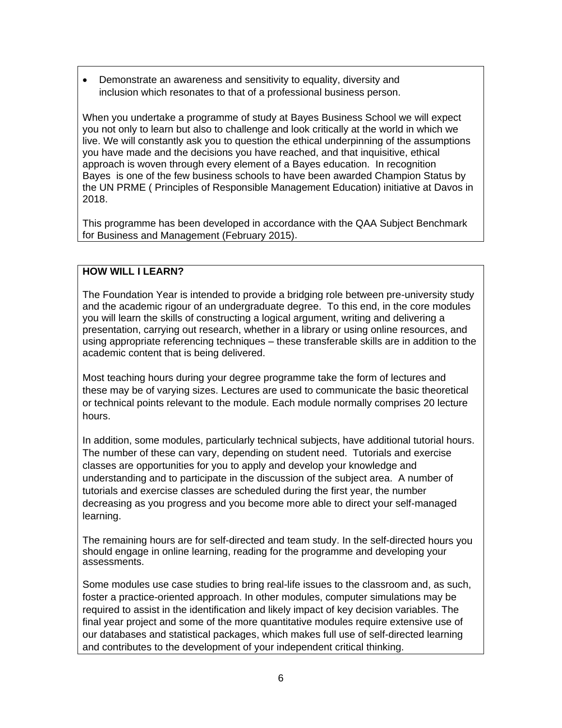- Demonstrate an awareness and sensitivity to equality, diversity and inclusion which resonates to that of a professional business person.

When you undertake a programme of study at Bayes Business School we will expect you not only to learn but also to challenge and look critically at the world in which we live. We will constantly ask you to question the ethical underpinning of the assumptions you have made and the decisions you have reached, and that inquisitive, ethical approach is woven through every element of a Bayes education. In recognition Bayes is one of the few business schools to have been awarded Champion Status by the UN PRME ( Principles of Responsible Management Education) initiative at Davos in 2018.

This programme has been developed in accordance with the QAA Subject Benchmark for Business and Management (February 2015).

## HOW WILL I LEARN?

The Foundation Year is intended to provide a bridging role between pre-university study and the academic rigour of an undergraduate degree. To this end, in the core modules you will learn the skills of constructing a logical argument, writing and delivering a presentation, carrying out research, whether in a library or using online resources, and using appropriate referencing techniques – these transferable skills are in addition to the academic content that is being delivered.

Most teaching hours during your degree programme take the form of lectures and these may be of varying sizes. Lectures are used to communicate the basic theoretical or technical points relevant to the module. Each module normally comprises 20 lecture hours.

In addition, some modules, particularly technical subjects, have additional tutorial hours. The number of these can vary, depending on student need. Tutorials and exercise classes are opportunities for you to apply and develop your knowledge and understanding and to participate in the discussion of the subject area. A number of tutorials and exercise classes are scheduled during the first year, the number decreasing as you progress and you become more able to direct your self-managed learning.

The remaining hours are for self-directed and team study. In the self-directed hours you should engage in online learning, reading for the programme and developing your assessments.

Some modules use case studies to bring real-life issues to the classroom and, as such, foster a practice-oriented approach. In other modules, computer simulations may be required to assist in the identification and likely impact of key decision variables. The final year project and some of the more quantitative modules require extensive use of our databases and statistical packages, which makes full use of self-directed learning and contributes to the development of your independent critical thinking.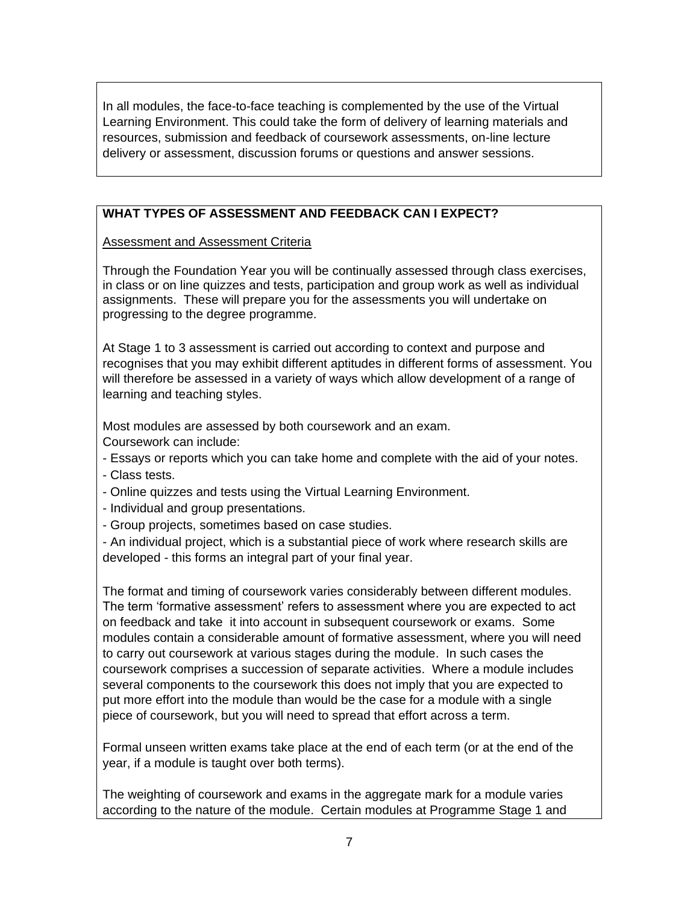In all modules, the face-to-face teaching is complemented by the use of the Virtual Learning Environment. This could take the form of delivery of learning materials and resources, submission and feedback of coursework assessments, on-line lecture delivery or assessment, discussion forums or questions and answer sessions.

**WHAT TYPES OF ASSESSMENT AND FEEDBACK CAN I EXPECT?**

Assessment and Assessment Criteria

Through the Foundation Year you will be continually assessed through class exercises, in class or on line quizzes and tests, participation and group work as well as individual assignments. These will prepare you for the assessments you will undertake on progressing to the degree programme.

At Stage 1 to 3 assessment is carried out according to context and purpose and recognises that you may exhibit different aptitudes in different forms of assessment. You will therefore be assessed in a variety of ways which allow development of a range of learning and teaching styles.

Most modules are assessed by both coursework and an exam.
Coursework can include:

- Essays or reports which you can take home and complete with the aid of your notes.
- Class tests.
- Online quizzes and tests using the Virtual Learning Environment.
- Individual and group presentations.
- Group projects, sometimes based on case studies.
- An individual project, which is a substantial piece of work where research skills are developed - this forms an integral part of your final year.

The format and timing of coursework varies considerably between different modules. The term 'formative assessment' refers to assessment where you are expected to act on feedback and take it into account in subsequent coursework or exams. Some modules contain a considerable amount of formative assessment, where you will need to carry out coursework at various stages during the module. In such cases the coursework comprises a succession of separate activities. Where a module includes several components to the coursework this does not imply that you are expected to put more effort into the module than would be the case for a module with a single piece of coursework, but you will need to spread that effort across a term.

Formal unseen written exams take place at the end of each term (or at the end of the year, if a module is taught over both terms).

The weighting of coursework and exams in the aggregate mark for a module varies according to the nature of the module. Certain modules at Programme Stage 1 and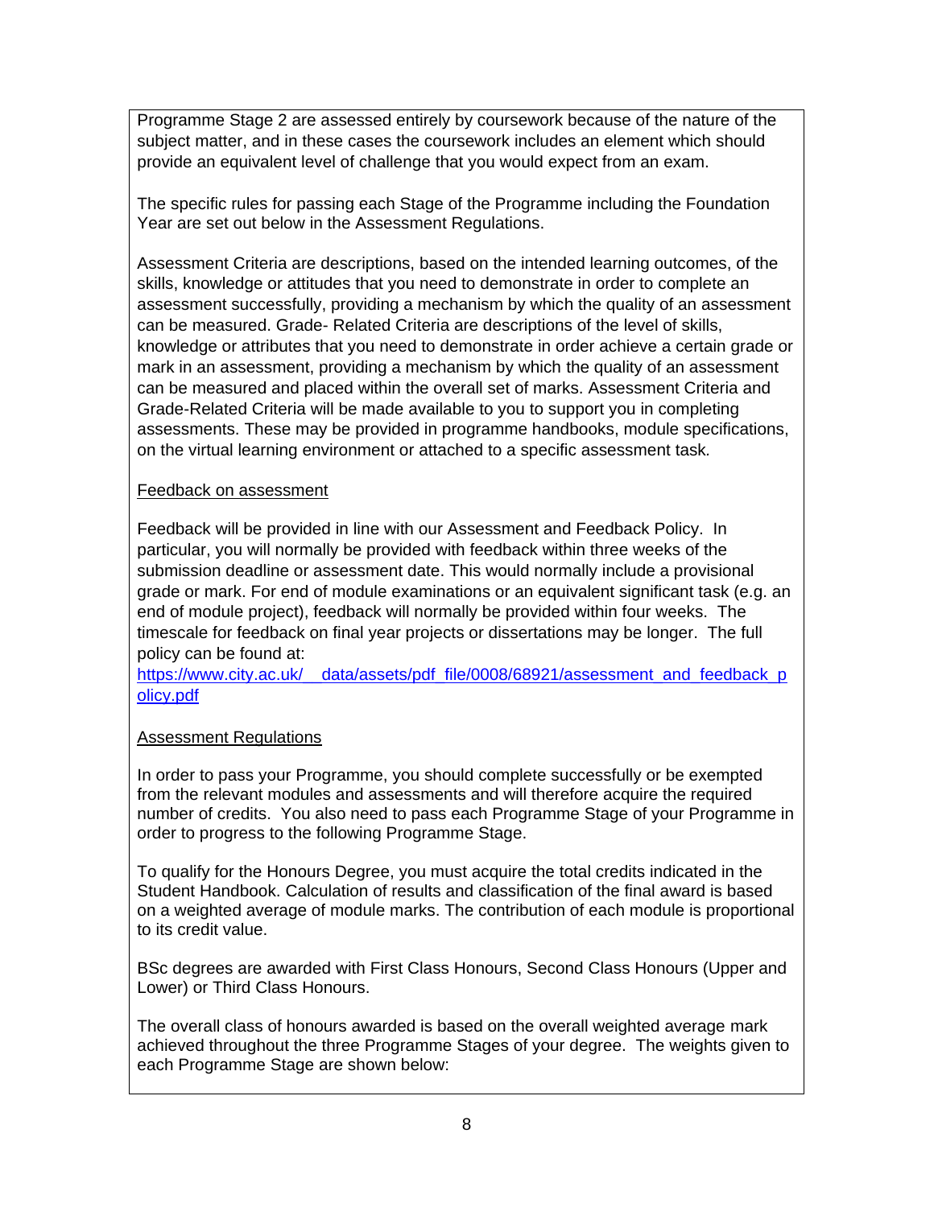Programme Stage 2 are assessed entirely by coursework because of the nature of the subject matter, and in these cases the coursework includes an element which should provide an equivalent level of challenge that you would expect from an exam.

The specific rules for passing each Stage of the Programme including the Foundation Year are set out below in the Assessment Regulations.

Assessment Criteria are descriptions, based on the intended learning outcomes, of the skills, knowledge or attitudes that you need to demonstrate in order to complete an assessment successfully, providing a mechanism by which the quality of an assessment can be measured. Grade- Related Criteria are descriptions of the level of skills, knowledge or attributes that you need to demonstrate in order achieve a certain grade or mark in an assessment, providing a mechanism by which the quality of an assessment can be measured and placed within the overall set of marks. Assessment Criteria and Grade-Related Criteria will be made available to you to support you in completing assessments. These may be provided in programme handbooks, module specifications, on the virtual learning environment or attached to a specific assessment task.

Feedback on assessment

Feedback will be provided in line with our Assessment and Feedback Policy. In particular, you will normally be provided with feedback within three weeks of the submission deadline or assessment date. This would normally include a provisional grade or mark. For end of module examinations or an equivalent significant task (e.g. an end of module project), feedback will normally be provided within four weeks. The timescale for feedback on final year projects or dissertations may be longer. The full policy can be found at:
https://www.city.ac.uk/__data/assets/pdf_file/0008/68921/assessment_and_feedback_policy.pdf

Assessment Regulations

In order to pass your Programme, you should complete successfully or be exempted from the relevant modules and assessments and will therefore acquire the required number of credits. You also need to pass each Programme Stage of your Programme in order to progress to the following Programme Stage.

To qualify for the Honours Degree, you must acquire the total credits indicated in the Student Handbook. Calculation of results and classification of the final award is based on a weighted average of module marks. The contribution of each module is proportional to its credit value.

BSc degrees are awarded with First Class Honours, Second Class Honours (Upper and Lower) or Third Class Honours.

The overall class of honours awarded is based on the overall weighted average mark achieved throughout the three Programme Stages of your degree. The weights given to each Programme Stage are shown below: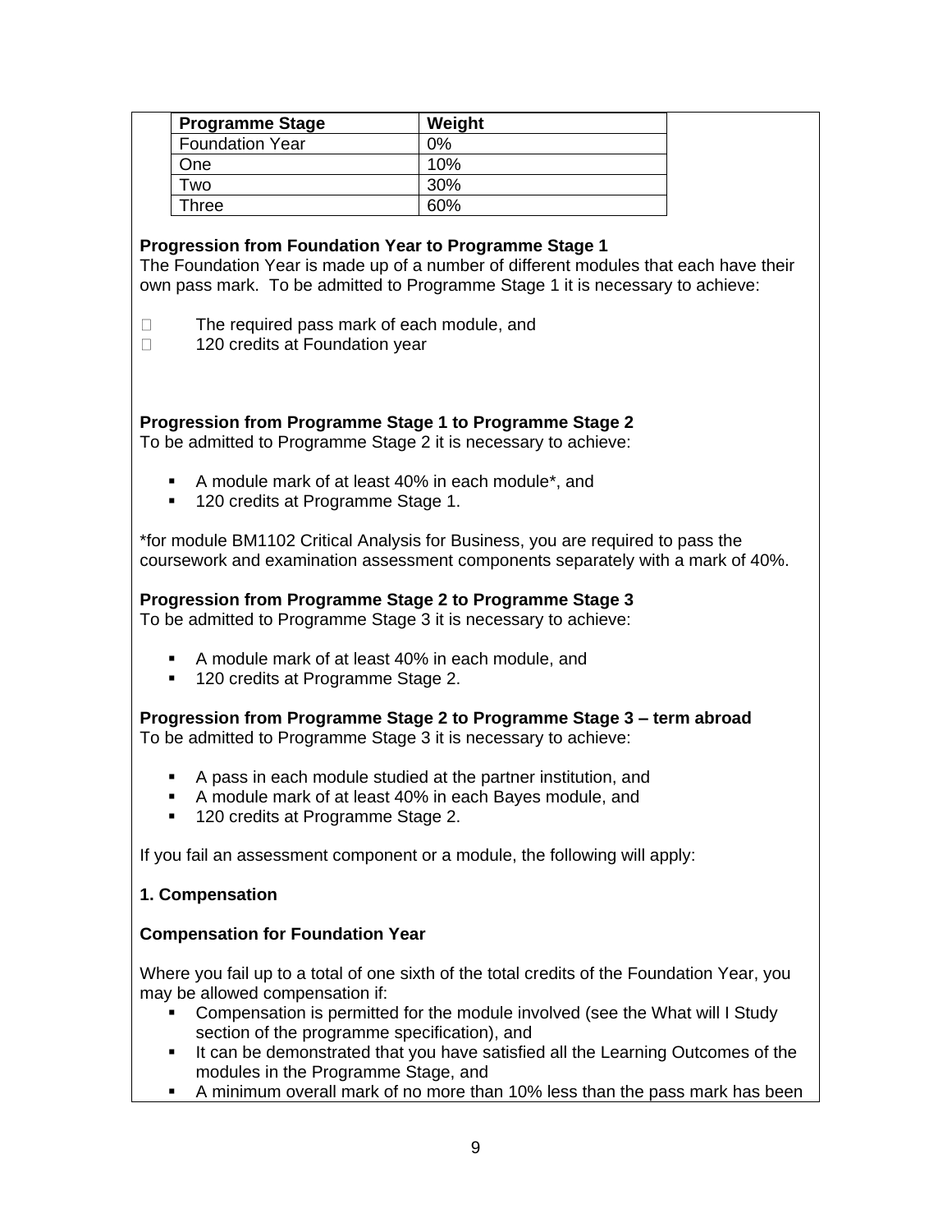| Programme Stage | Weight |
| --- | --- |
| Foundation Year | 0% |
| One | 10% |
| Two | 30% |
| Three | 60% |

**Progression from Foundation Year to Programme Stage 1**

The Foundation Year is made up of a number of different modules that each have their own pass mark. To be admitted to Programme Stage 1 it is necessary to achieve:

- The required pass mark of each module, and
- 120 credits at Foundation year

**Progression from Programme Stage 1 to Programme Stage 2**

To be admitted to Programme Stage 2 it is necessary to achieve:

- A module mark of at least 40% in each module*, and
- 120 credits at Programme Stage 1.

*for module BM1102 Critical Analysis for Business, you are required to pass the coursework and examination assessment components separately with a mark of 40%.

**Progression from Programme Stage 2 to Programme Stage 3**

To be admitted to Programme Stage 3 it is necessary to achieve:

- A module mark of at least 40% in each module, and
- 120 credits at Programme Stage 2.

**Progression from Programme Stage 2 to Programme Stage 3 – term abroad**

To be admitted to Programme Stage 3 it is necessary to achieve:

- A pass in each module studied at the partner institution, and
- A module mark of at least 40% in each Bayes module, and
- 120 credits at Programme Stage 2.

If you fail an assessment component or a module, the following will apply:

**1. Compensation**

**Compensation for Foundation Year**

Where you fail up to a total of one sixth of the total credits of the Foundation Year, you may be allowed compensation if:

- Compensation is permitted for the module involved (see the What will I Study section of the programme specification), and
- It can be demonstrated that you have satisfied all the Learning Outcomes of the modules in the Programme Stage, and
- A minimum overall mark of no more than 10% less than the pass mark has been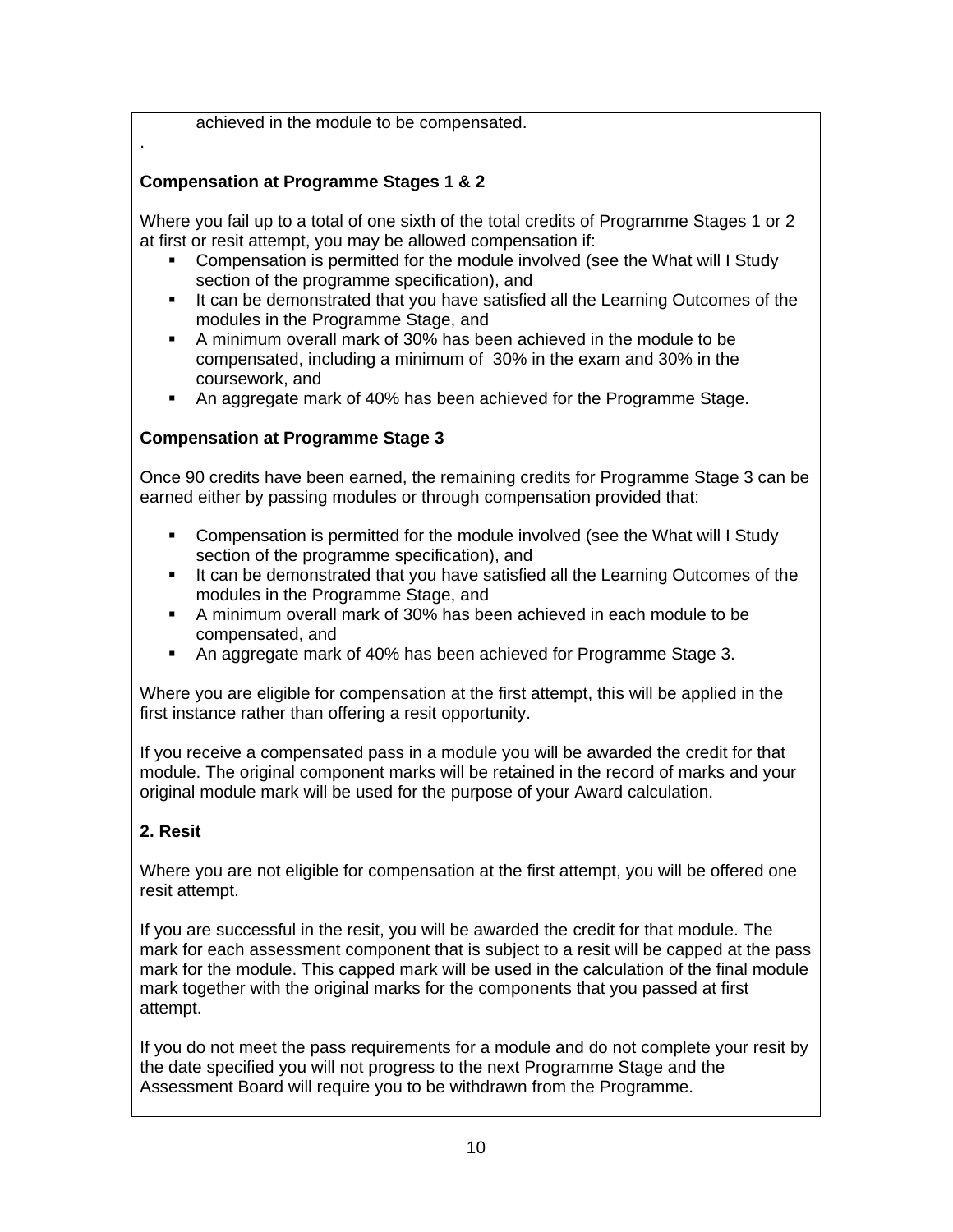achieved in the module to be compensated.

.

**Compensation at Programme Stages 1 & 2**

Where you fail up to a total of one sixth of the total credits of Programme Stages 1 or 2 at first or resit attempt, you may be allowed compensation if:

- Compensation is permitted for the module involved (see the What will I Study section of the programme specification), and
- It can be demonstrated that you have satisfied all the Learning Outcomes of the modules in the Programme Stage, and
- A minimum overall mark of 30% has been achieved in the module to be compensated, including a minimum of 30% in the exam and 30% in the coursework, and
- An aggregate mark of 40% has been achieved for the Programme Stage.

**Compensation at Programme Stage 3**

Once 90 credits have been earned, the remaining credits for Programme Stage 3 can be earned either by passing modules or through compensation provided that:

- Compensation is permitted for the module involved (see the What will I Study section of the programme specification), and
- It can be demonstrated that you have satisfied all the Learning Outcomes of the modules in the Programme Stage, and
- A minimum overall mark of 30% has been achieved in each module to be compensated, and
- An aggregate mark of 40% has been achieved for Programme Stage 3.

Where you are eligible for compensation at the first attempt, this will be applied in the first instance rather than offering a resit opportunity.

If you receive a compensated pass in a module you will be awarded the credit for that module. The original component marks will be retained in the record of marks and your original module mark will be used for the purpose of your Award calculation.

**2. Resit**

Where you are not eligible for compensation at the first attempt, you will be offered one resit attempt.

If you are successful in the resit, you will be awarded the credit for that module. The mark for each assessment component that is subject to a resit will be capped at the pass mark for the module. This capped mark will be used in the calculation of the final module mark together with the original marks for the components that you passed at first attempt.

If you do not meet the pass requirements for a module and do not complete your resit by the date specified you will not progress to the next Programme Stage and the Assessment Board will require you to be withdrawn from the Programme.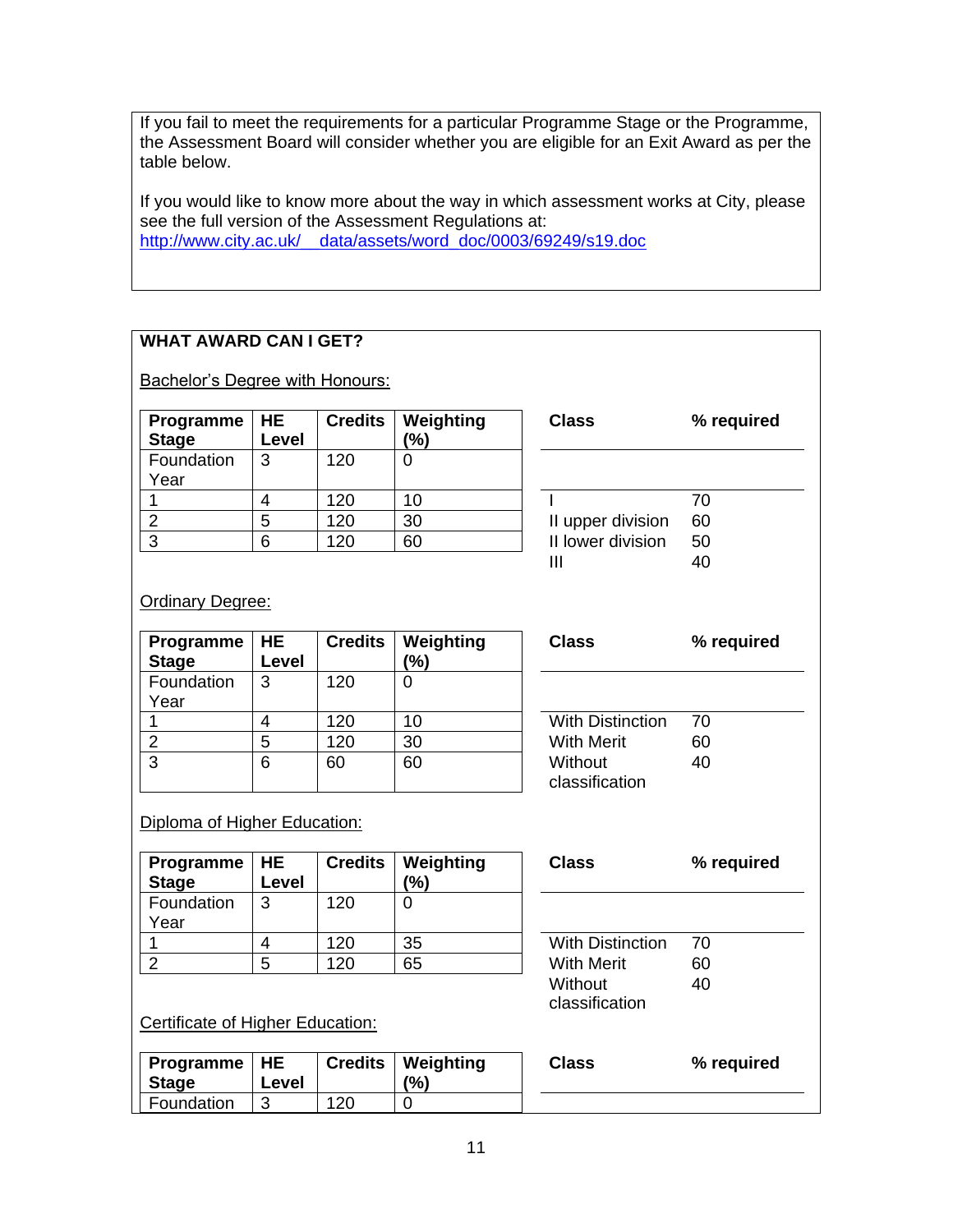If you fail to meet the requirements for a particular Programme Stage or the Programme, the Assessment Board will consider whether you are eligible for an Exit Award as per the table below.

If you would like to know more about the way in which assessment works at City, please see the full version of the Assessment Regulations at:
http://www.city.ac.uk/__data/assets/word_doc/0003/69249/s19.doc

**WHAT AWARD CAN I GET?**

Bachelor's Degree with Honours:

| Programme Stage | HE Level | Credits | Weighting (%) |
|---|---|---|---|
| Foundation Year | 3 | 120 | 0 |
| 1 | 4 | 120 | 10 |
| 2 | 5 | 120 | 30 |
| 3 | 6 | 120 | 60 |

| Class | % required |
|---|---|
| I | 70 |
| II upper division | 60 |
| II lower division | 50 |
| III | 40 |

Ordinary Degree:

| Programme Stage | HE Level | Credits | Weighting (%) |
|---|---|---|---|
| Foundation Year | 3 | 120 | 0 |
| 1 | 4 | 120 | 10 |
| 2 | 5 | 120 | 30 |
| 3 | 6 | 60 | 60 |

| Class | % required |
|---|---|
| With Distinction | 70 |
| With Merit | 60 |
| Without classification | 40 |

Diploma of Higher Education:

| Programme Stage | HE Level | Credits | Weighting (%) |
|---|---|---|---|
| Foundation Year | 3 | 120 | 0 |
| 1 | 4 | 120 | 35 |
| 2 | 5 | 120 | 65 |

| Class | % required |
|---|---|
| With Distinction | 70 |
| With Merit | 60 |
| Without classification | 40 |

Certificate of Higher Education:

| Programme Stage | HE Level | Credits | Weighting (%) |
|---|---|---|---|
| Foundation | 3 | 120 | 0 |

| Class | % required |
|---|---|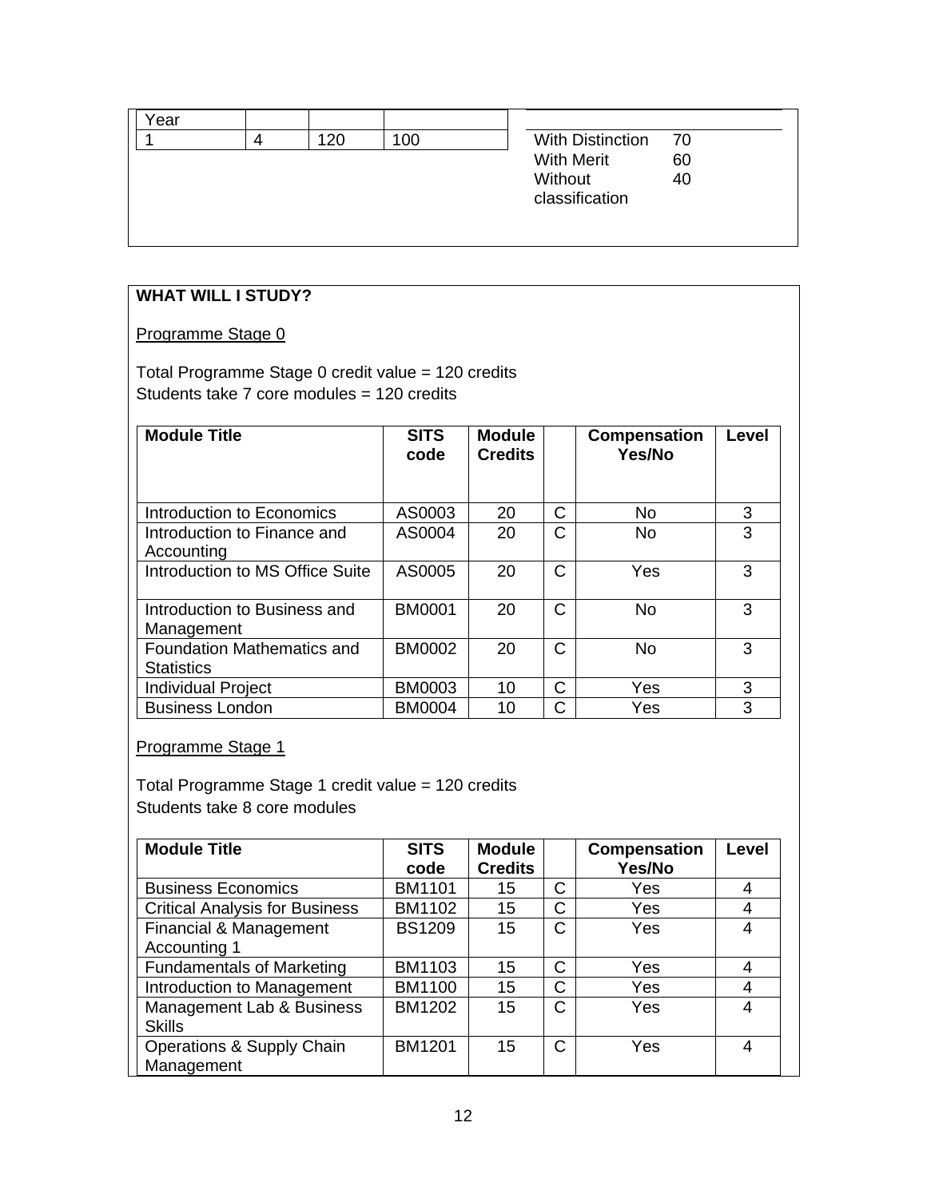| Year | | | |
|---|---|---|---|
| 1 | 4 | 120 | 100 |

| | |
|---|---|
| With Distinction | 70 |
| With Merit | 60 |
| Without classification | 40 |

**WHAT WILL I STUDY?**

Programme Stage 0

Total Programme Stage 0 credit value = 120 credits
Students take 7 core modules = 120 credits

| Module Title | SITS code | Module Credits | | Compensation Yes/No | Level |
|---|---|---|---|---|---|
| Introduction to Economics | AS0003 | 20 | C | No | 3 |
| Introduction to Finance and Accounting | AS0004 | 20 | C | No | 3 |
| Introduction to MS Office Suite | AS0005 | 20 | C | Yes | 3 |
| Introduction to Business and Management | BM0001 | 20 | C | No | 3 |
| Foundation Mathematics and Statistics | BM0002 | 20 | C | No | 3 |
| Individual Project | BM0003 | 10 | C | Yes | 3 |
| Business London | BM0004 | 10 | C | Yes | 3 |

Programme Stage 1

Total Programme Stage 1 credit value = 120 credits
Students take 8 core modules

| Module Title | SITS code | Module Credits | | Compensation Yes/No | Level |
|---|---|---|---|---|---|
| Business Economics | BM1101 | 15 | C | Yes | 4 |
| Critical Analysis for Business | BM1102 | 15 | C | Yes | 4 |
| Financial & Management Accounting 1 | BS1209 | 15 | C | Yes | 4 |
| Fundamentals of Marketing | BM1103 | 15 | C | Yes | 4 |
| Introduction to Management | BM1100 | 15 | C | Yes | 4 |
| Management Lab & Business Skills | BM1202 | 15 | C | Yes | 4 |
| Operations & Supply Chain Management | BM1201 | 15 | C | Yes | 4 |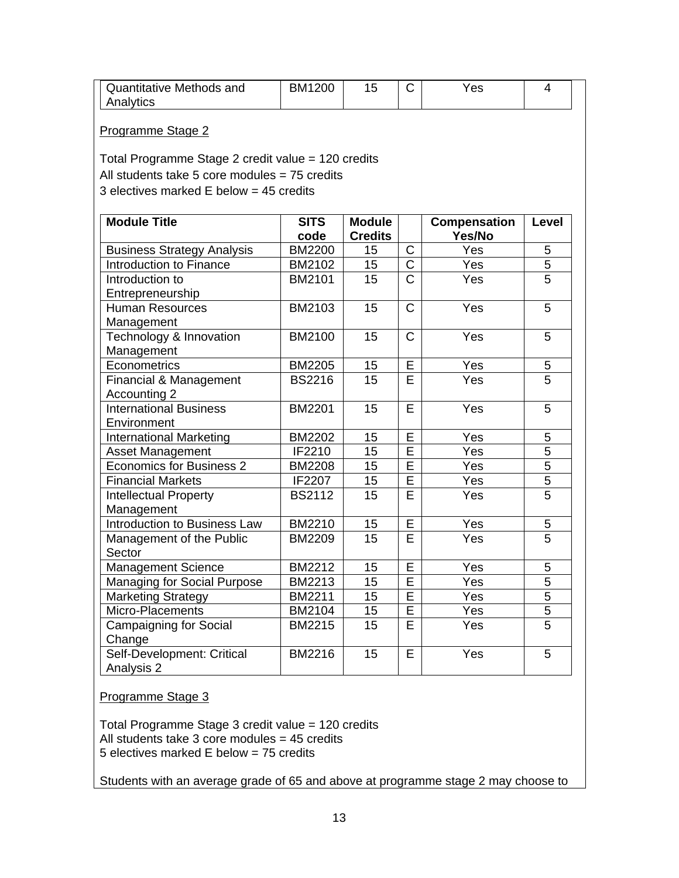| Quantitative Methods and Analytics | BM1200 | 15 | C | Yes | 4 |
| --- | --- | --- | --- | --- | --- |

Programme Stage 2

Total Programme Stage 2 credit value = 120 credits
All students take 5 core modules = 75 credits
3 electives marked E below = 45 credits

| Module Title | SITS code | Module Credits | | Compensation Yes/No | Level |
| --- | --- | --- | --- | --- | --- |
| Business Strategy Analysis | BM2200 | 15 | C | Yes | 5 |
| Introduction to Finance | BM2102 | 15 | C | Yes | 5 |
| Introduction to Entrepreneurship | BM2101 | 15 | C | Yes | 5 |
| Human Resources Management | BM2103 | 15 | C | Yes | 5 |
| Technology & Innovation Management | BM2100 | 15 | C | Yes | 5 |
| Econometrics | BM2205 | 15 | E | Yes | 5 |
| Financial & Management Accounting 2 | BS2216 | 15 | E | Yes | 5 |
| International Business Environment | BM2201 | 15 | E | Yes | 5 |
| International Marketing | BM2202 | 15 | E | Yes | 5 |
| Asset Management | IF2210 | 15 | E | Yes | 5 |
| Economics for Business 2 | BM2208 | 15 | E | Yes | 5 |
| Financial Markets | IF2207 | 15 | E | Yes | 5 |
| Intellectual Property Management | BS2112 | 15 | E | Yes | 5 |
| Introduction to Business Law | BM2210 | 15 | E | Yes | 5 |
| Management of the Public Sector | BM2209 | 15 | E | Yes | 5 |
| Management Science | BM2212 | 15 | E | Yes | 5 |
| Managing for Social Purpose | BM2213 | 15 | E | Yes | 5 |
| Marketing Strategy | BM2211 | 15 | E | Yes | 5 |
| Micro-Placements | BM2104 | 15 | E | Yes | 5 |
| Campaigning for Social Change | BM2215 | 15 | E | Yes | 5 |
| Self-Development: Critical Analysis 2 | BM2216 | 15 | E | Yes | 5 |

Programme Stage 3

Total Programme Stage 3 credit value = 120 credits
All students take 3 core modules = 45 credits
5 electives marked E below = 75 credits

Students with an average grade of 65 and above at programme stage 2 may choose to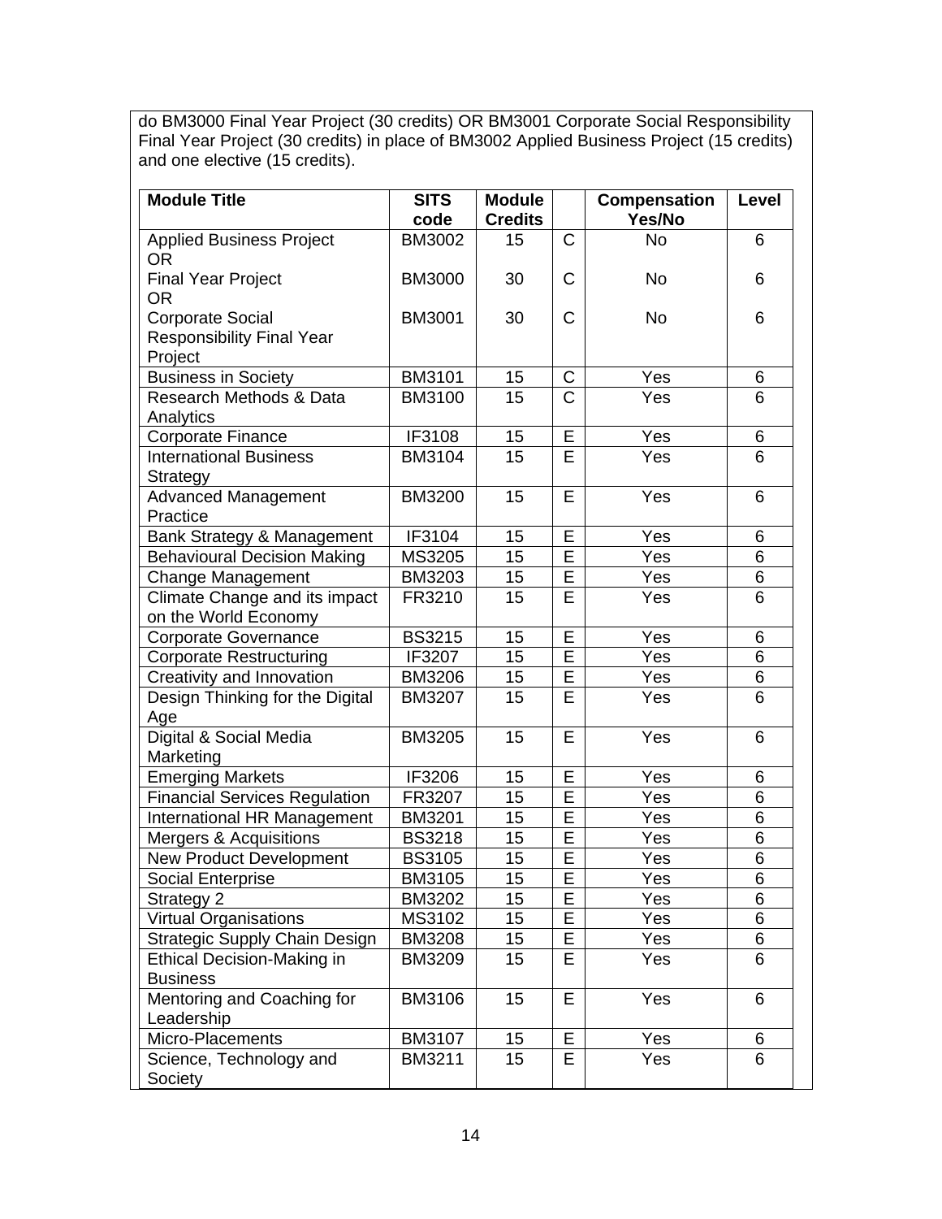do BM3000 Final Year Project (30 credits) OR BM3001 Corporate Social Responsibility Final Year Project (30 credits) in place of BM3002 Applied Business Project (15 credits) and one elective (15 credits).

| Module Title | SITS code | Module Credits | | Compensation Yes/No | Level |
|---|---|---|---|---|---|
| Applied Business Project<br>OR | BM3002 | 15 | C | No | 6 |
| Final Year Project<br>OR | BM3000 | 30 | C | No | 6 |
| Corporate Social Responsibility Final Year Project | BM3001 | 30 | C | No | 6 |
| Business in Society | BM3101 | 15 | C | Yes | 6 |
| Research Methods & Data Analytics | BM3100 | 15 | C | Yes | 6 |
| Corporate Finance | IF3108 | 15 | E | Yes | 6 |
| International Business Strategy | BM3104 | 15 | E | Yes | 6 |
| Advanced Management Practice | BM3200 | 15 | E | Yes | 6 |
| Bank Strategy & Management | IF3104 | 15 | E | Yes | 6 |
| Behavioural Decision Making | MS3205 | 15 | E | Yes | 6 |
| Change Management | BM3203 | 15 | E | Yes | 6 |
| Climate Change and its impact on the World Economy | FR3210 | 15 | E | Yes | 6 |
| Corporate Governance | BS3215 | 15 | E | Yes | 6 |
| Corporate Restructuring | IF3207 | 15 | E | Yes | 6 |
| Creativity and Innovation | BM3206 | 15 | E | Yes | 6 |
| Design Thinking for the Digital Age | BM3207 | 15 | E | Yes | 6 |
| Digital & Social Media Marketing | BM3205 | 15 | E | Yes | 6 |
| Emerging Markets | IF3206 | 15 | E | Yes | 6 |
| Financial Services Regulation | FR3207 | 15 | E | Yes | 6 |
| International HR Management | BM3201 | 15 | E | Yes | 6 |
| Mergers & Acquisitions | BS3218 | 15 | E | Yes | 6 |
| New Product Development | BS3105 | 15 | E | Yes | 6 |
| Social Enterprise | BM3105 | 15 | E | Yes | 6 |
| Strategy 2 | BM3202 | 15 | E | Yes | 6 |
| Virtual Organisations | MS3102 | 15 | E | Yes | 6 |
| Strategic Supply Chain Design | BM3208 | 15 | E | Yes | 6 |
| Ethical Decision-Making in Business | BM3209 | 15 | E | Yes | 6 |
| Mentoring and Coaching for Leadership | BM3106 | 15 | E | Yes | 6 |
| Micro-Placements | BM3107 | 15 | E | Yes | 6 |
| Science, Technology and Society | BM3211 | 15 | E | Yes | 6 |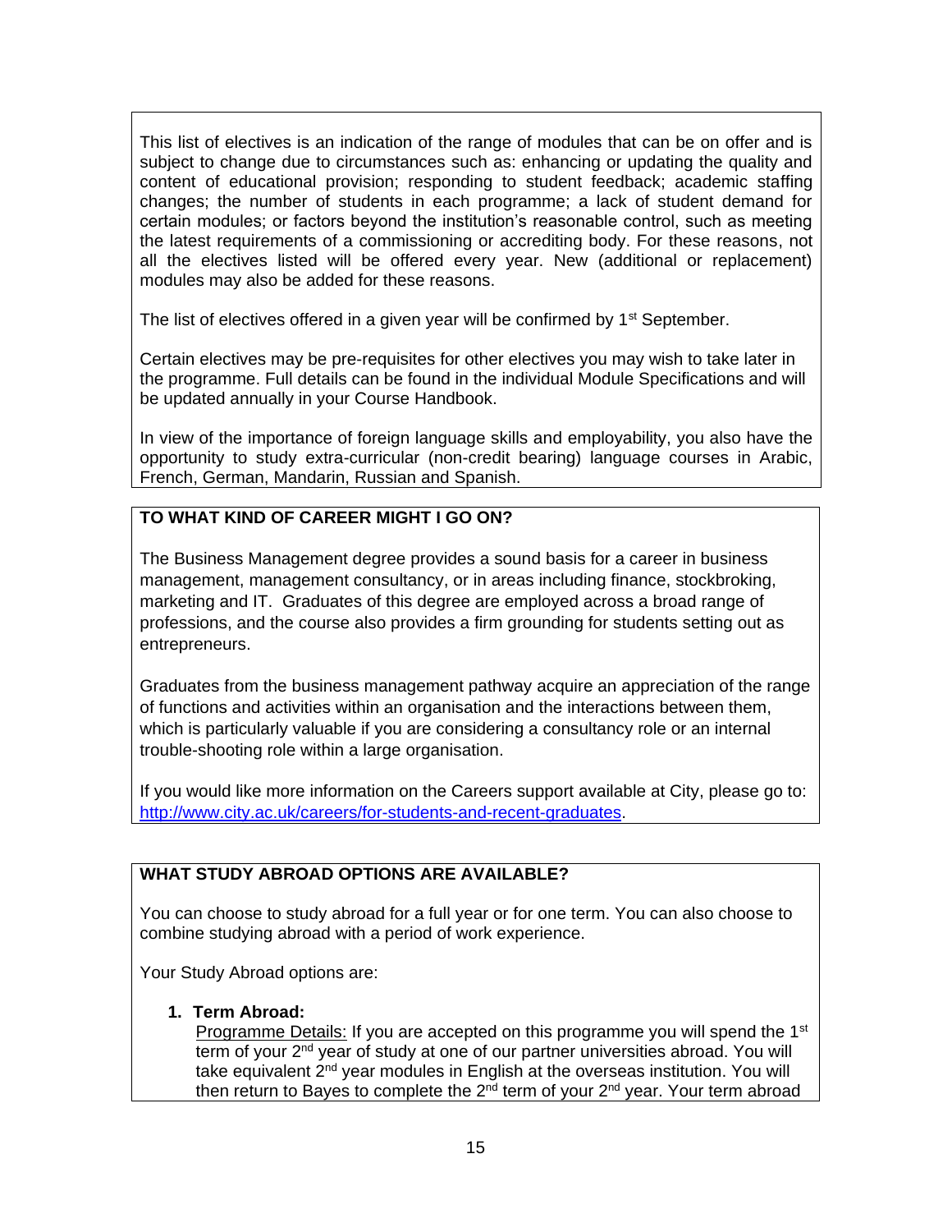This list of electives is an indication of the range of modules that can be on offer and is subject to change due to circumstances such as: enhancing or updating the quality and content of educational provision; responding to student feedback; academic staffing changes; the number of students in each programme; a lack of student demand for certain modules; or factors beyond the institution's reasonable control, such as meeting the latest requirements of a commissioning or accrediting body. For these reasons, not all the electives listed will be offered every year. New (additional or replacement) modules may also be added for these reasons.

The list of electives offered in a given year will be confirmed by 1st September.

Certain electives may be pre-requisites for other electives you may wish to take later in the programme. Full details can be found in the individual Module Specifications and will be updated annually in your Course Handbook.

In view of the importance of foreign language skills and employability, you also have the opportunity to study extra-curricular (non-credit bearing) language courses in Arabic, French, German, Mandarin, Russian and Spanish.

## TO WHAT KIND OF CAREER MIGHT I GO ON?

The Business Management degree provides a sound basis for a career in business management, management consultancy, or in areas including finance, stockbroking, marketing and IT. Graduates of this degree are employed across a broad range of professions, and the course also provides a firm grounding for students setting out as entrepreneurs.

Graduates from the business management pathway acquire an appreciation of the range of functions and activities within an organisation and the interactions between them, which is particularly valuable if you are considering a consultancy role or an internal trouble-shooting role within a large organisation.

If you would like more information on the Careers support available at City, please go to: http://www.city.ac.uk/careers/for-students-and-recent-graduates.

## WHAT STUDY ABROAD OPTIONS ARE AVAILABLE?

You can choose to study abroad for a full year or for one term. You can also choose to combine studying abroad with a period of work experience.

Your Study Abroad options are:

1. **Term Abroad:**
   Programme Details: If you are accepted on this programme you will spend the 1st term of your 2nd year of study at one of our partner universities abroad. You will take equivalent 2nd year modules in English at the overseas institution. You will then return to Bayes to complete the 2nd term of your 2nd year. Your term abroad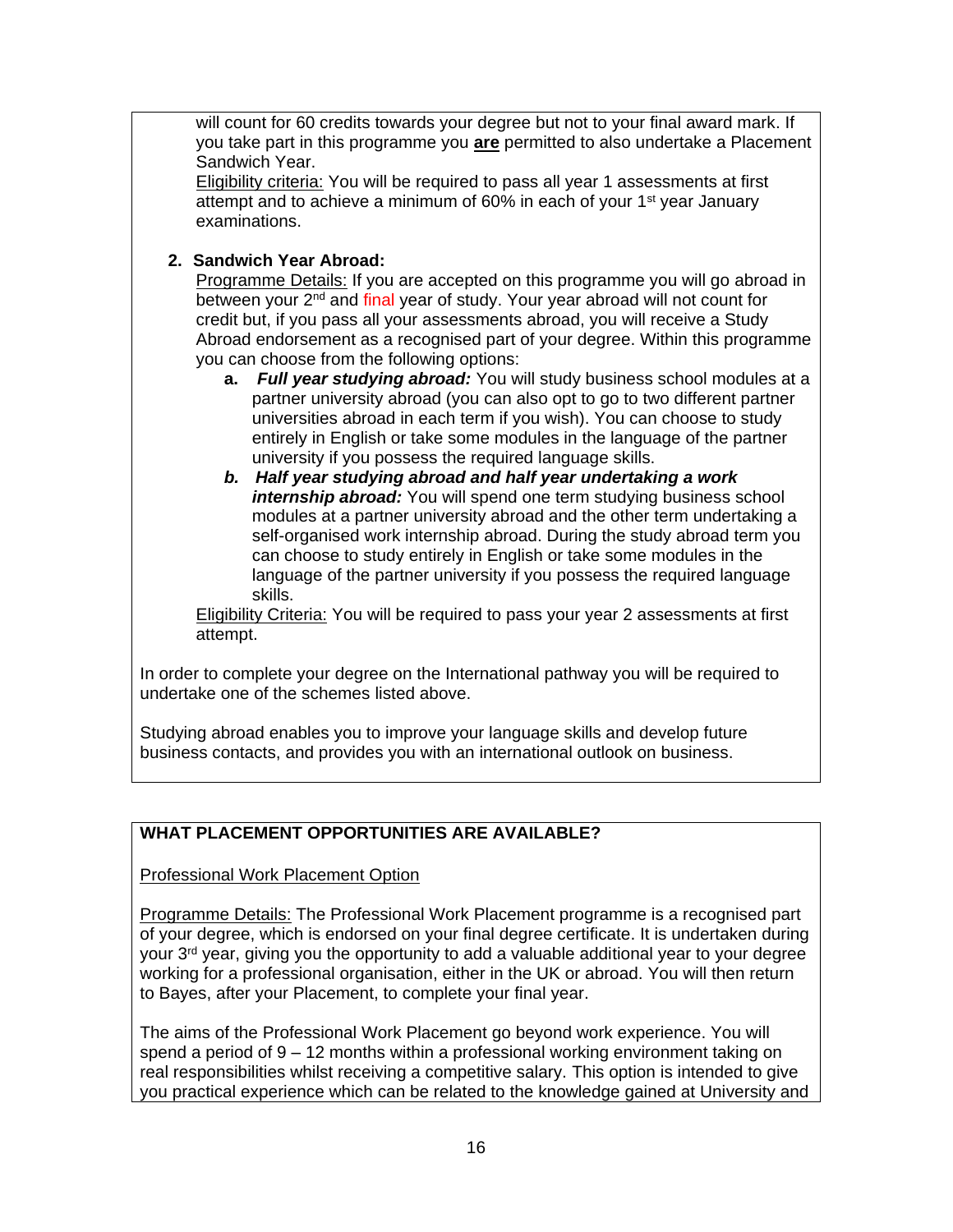will count for 60 credits towards your degree but not to your final award mark. If you take part in this programme you **are** permitted to also undertake a Placement Sandwich Year.

Eligibility criteria: You will be required to pass all year 1 assessments at first attempt and to achieve a minimum of 60% in each of your 1st year January examinations.

**2. Sandwich Year Abroad:**

Programme Details: If you are accepted on this programme you will go abroad in between your 2nd and final year of study. Your year abroad will not count for credit but, if you pass all your assessments abroad, you will receive a Study Abroad endorsement as a recognised part of your degree. Within this programme you can choose from the following options:

- **a.** ***Full year studying abroad:*** You will study business school modules at a partner university abroad (you can also opt to go to two different partner universities abroad in each term if you wish). You can choose to study entirely in English or take some modules in the language of the partner university if you possess the required language skills.
- ***b. Half year studying abroad and half year undertaking a work internship abroad:*** You will spend one term studying business school modules at a partner university abroad and the other term undertaking a self-organised work internship abroad. During the study abroad term you can choose to study entirely in English or take some modules in the language of the partner university if you possess the required language skills.

Eligibility Criteria: You will be required to pass your year 2 assessments at first attempt.

In order to complete your degree on the International pathway you will be required to undertake one of the schemes listed above.

Studying abroad enables you to improve your language skills and develop future business contacts, and provides you with an international outlook on business.

## WHAT PLACEMENT OPPORTUNITIES ARE AVAILABLE?

Professional Work Placement Option

Programme Details: The Professional Work Placement programme is a recognised part of your degree, which is endorsed on your final degree certificate. It is undertaken during your 3rd year, giving you the opportunity to add a valuable additional year to your degree working for a professional organisation, either in the UK or abroad. You will then return to Bayes, after your Placement, to complete your final year.

The aims of the Professional Work Placement go beyond work experience. You will spend a period of 9 – 12 months within a professional working environment taking on real responsibilities whilst receiving a competitive salary. This option is intended to give you practical experience which can be related to the knowledge gained at University and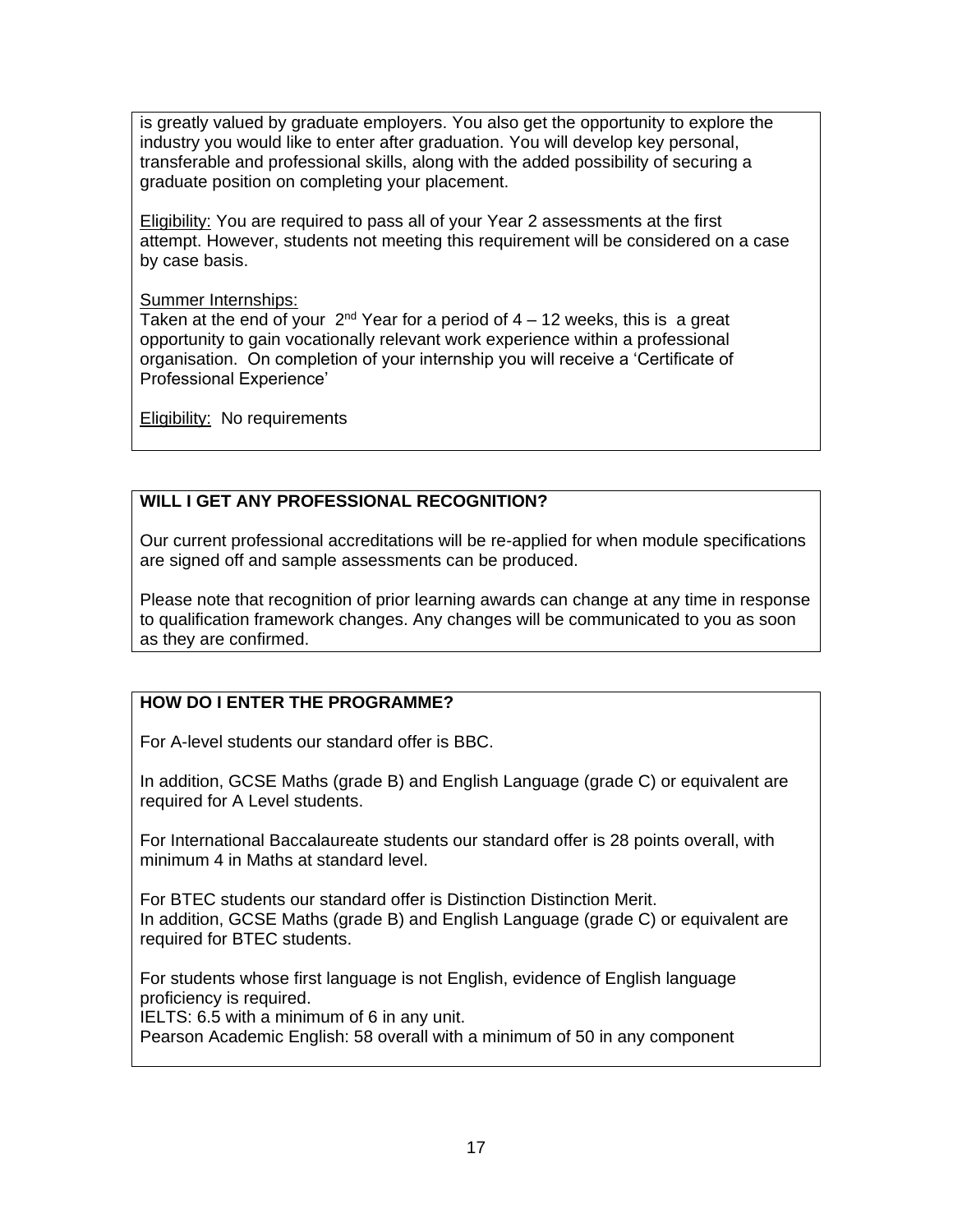is greatly valued by graduate employers. You also get the opportunity to explore the industry you would like to enter after graduation. You will develop key personal, transferable and professional skills, along with the added possibility of securing a graduate position on completing your placement.

Eligibility: You are required to pass all of your Year 2 assessments at the first attempt. However, students not meeting this requirement will be considered on a case by case basis.

Summer Internships:
Taken at the end of your 2nd Year for a period of 4 – 12 weeks, this is a great opportunity to gain vocationally relevant work experience within a professional organisation. On completion of your internship you will receive a 'Certificate of Professional Experience'

Eligibility: No requirements

## WILL I GET ANY PROFESSIONAL RECOGNITION?

Our current professional accreditations will be re-applied for when module specifications are signed off and sample assessments can be produced.

Please note that recognition of prior learning awards can change at any time in response to qualification framework changes. Any changes will be communicated to you as soon as they are confirmed.

## HOW DO I ENTER THE PROGRAMME?

For A-level students our standard offer is BBC.

In addition, GCSE Maths (grade B) and English Language (grade C) or equivalent are required for A Level students.

For International Baccalaureate students our standard offer is 28 points overall, with minimum 4 in Maths at standard level.

For BTEC students our standard offer is Distinction Distinction Merit.
In addition, GCSE Maths (grade B) and English Language (grade C) or equivalent are required for BTEC students.

For students whose first language is not English, evidence of English language proficiency is required.
IELTS: 6.5 with a minimum of 6 in any unit.
Pearson Academic English: 58 overall with a minimum of 50 in any component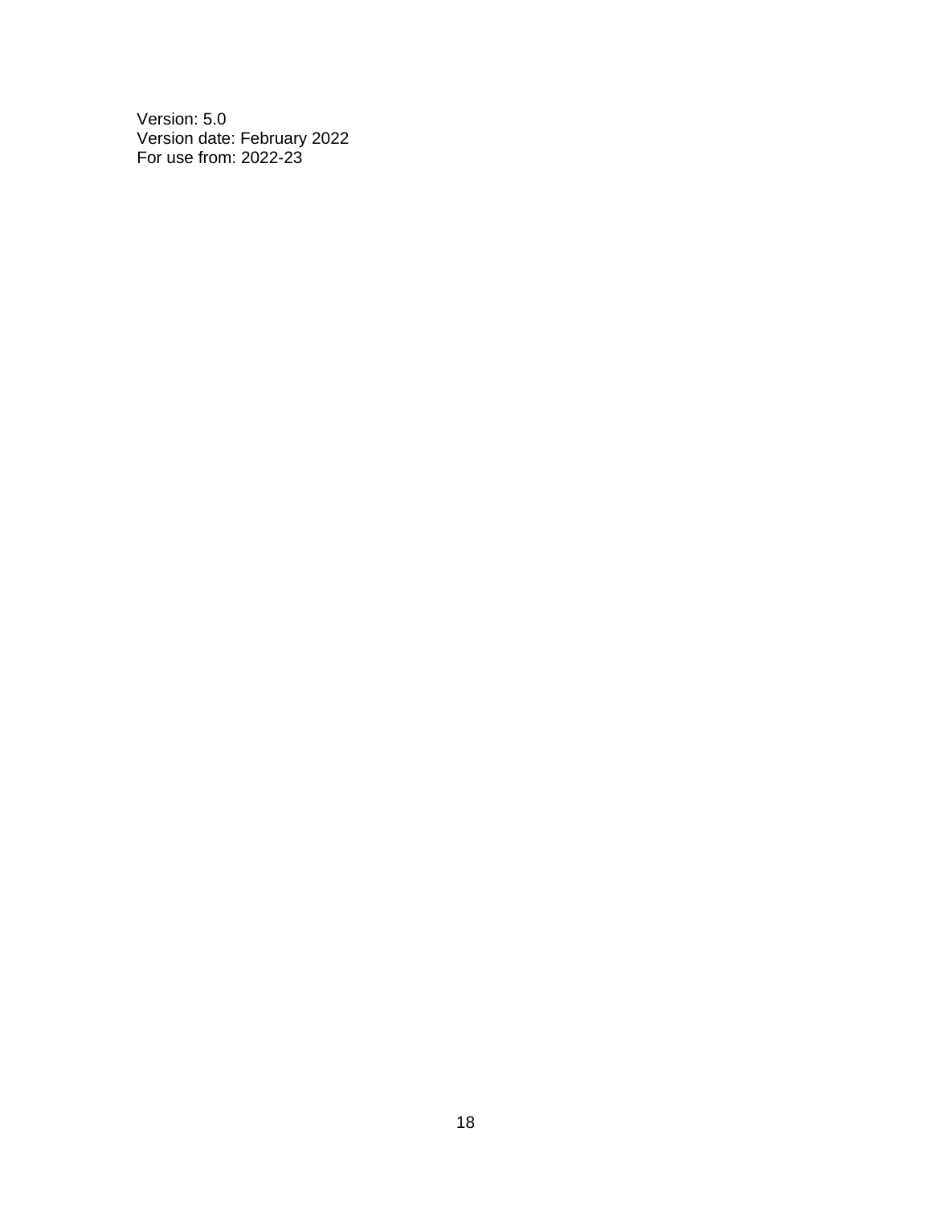Version: 5.0
Version date: February 2022
For use from: 2022-23